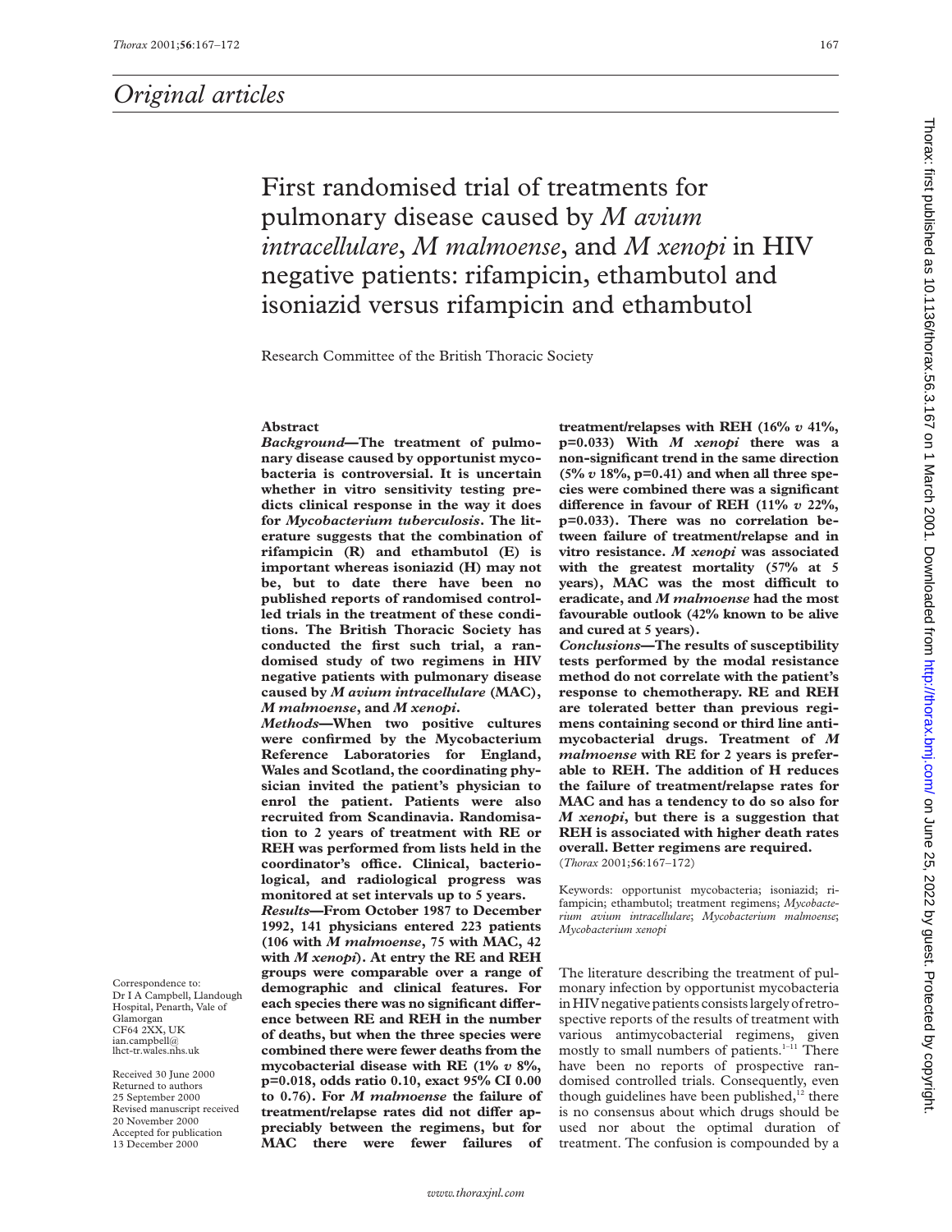## Original articles

# First randomised trial of treatments for pulmonary disease caused by *M avium intracellulare*, *M malmoense*, and *M xenopi* in HIV negative patients: rifampicin, ethambutol and isoniazid versus rifampicin and ethambutol

Research Committee of the British Thoracic Society

### Abstract

***Background*—The treatment of pulmonary disease caused by opportunist mycobacteria is controversial. It is uncertain whether in vitro sensitivity testing predicts clinical response in the way it does for *Mycobacterium tuberculosis*. The literature suggests that the combination of rifampicin (R) and ethambutol (E) is important whereas isoniazid (H) may not be, but to date there have been no published reports of randomised controlled trials in the treatment of these conditions. The British Thoracic Society has conducted the first such trial, a randomised study of two regimens in HIV negative patients with pulmonary disease caused by *M avium intracellulare* (MAC), *M malmoense*, and *M xenopi*.**

***Methods*—When two positive cultures were confirmed by the Mycobacterium Reference Laboratories for England, Wales and Scotland, the coordinating physician invited the patient's physician to enrol the patient. Patients were also recruited from Scandinavia. Randomisation to 2 years of treatment with RE or REH was performed from lists held in the coordinator's office. Clinical, bacteriological, and radiological progress was monitored at set intervals up to 5 years.**

***Results*—From October 1987 to December 1992, 141 physicians entered 223 patients (106 with *M malmoense*, 75 with MAC, 42 with *M xenopi*). At entry the RE and REH groups were comparable over a range of demographic and clinical features. For each species there was no significant difference between RE and REH in the number of deaths, but when the three species were combined there were fewer deaths from the mycobacterial disease with RE (1% *v* 8%, p=0.018, odds ratio 0.10, exact 95% CI 0.00 to 0.76). For *M malmoense* the failure of treatment/relapse rates did not differ appreciably between the regimens, but for MAC there were fewer failures of treatment/relapses with REH (16% *v* 41%, p=0.033) With *M xenopi* there was a non-significant trend in the same direction (5% *v* 18%, p=0.41) and when all three species were combined there was a significant difference in favour of REH (11% *v* 22%, p=0.033). There was no correlation between failure of treatment/relapse and in vitro resistance. *M xenopi* was associated with the greatest mortality (57% at 5 years), MAC was the most difficult to eradicate, and *M malmoense* had the most favourable outlook (42% known to be alive and cured at 5 years).**

***Conclusions*—The results of susceptibility tests performed by the modal resistance method do not correlate with the patient's response to chemotherapy. RE and REH are tolerated better than previous regimens containing second or third line antimycobacterial drugs. Treatment of *M malmoense* with RE for 2 years is preferable to REH. The addition of H reduces the failure of treatment/relapse rates for MAC and has a tendency to do so also for *M xenopi*, but there is a suggestion that REH is associated with higher death rates overall. Better regimens are required.**

(*Thorax* 2001;**56**:167–172)

Keywords: opportunist mycobacteria; isoniazid; rifampicin; ethambutol; treatment regimens; *Mycobacterium avium intracellulare*; *Mycobacterium malmoense*; *Mycobacterium xenopi*

Correspondence to: Dr I A Campbell, Llandough Hospital, Penarth, Vale of Glamorgan CF64 2XX, UK ian.campbell@lhct-tr.wales.nhs.uk

Received 30 June 2000
Returned to authors 25 September 2000
Revised manuscript received 20 November 2000
Accepted for publication 13 December 2000

The literature describing the treatment of pulmonary infection by opportunist mycobacteria in HIV negative patients consists largely of retrospective reports of the results of treatment with various antimycobacterial regimens, given mostly to small numbers of patients.[1–11] There have been no reports of prospective randomised controlled trials. Consequently, even though guidelines have been published,[12] there is no consensus about which drugs should be used nor about the optimal duration of treatment. The confusion is compounded by a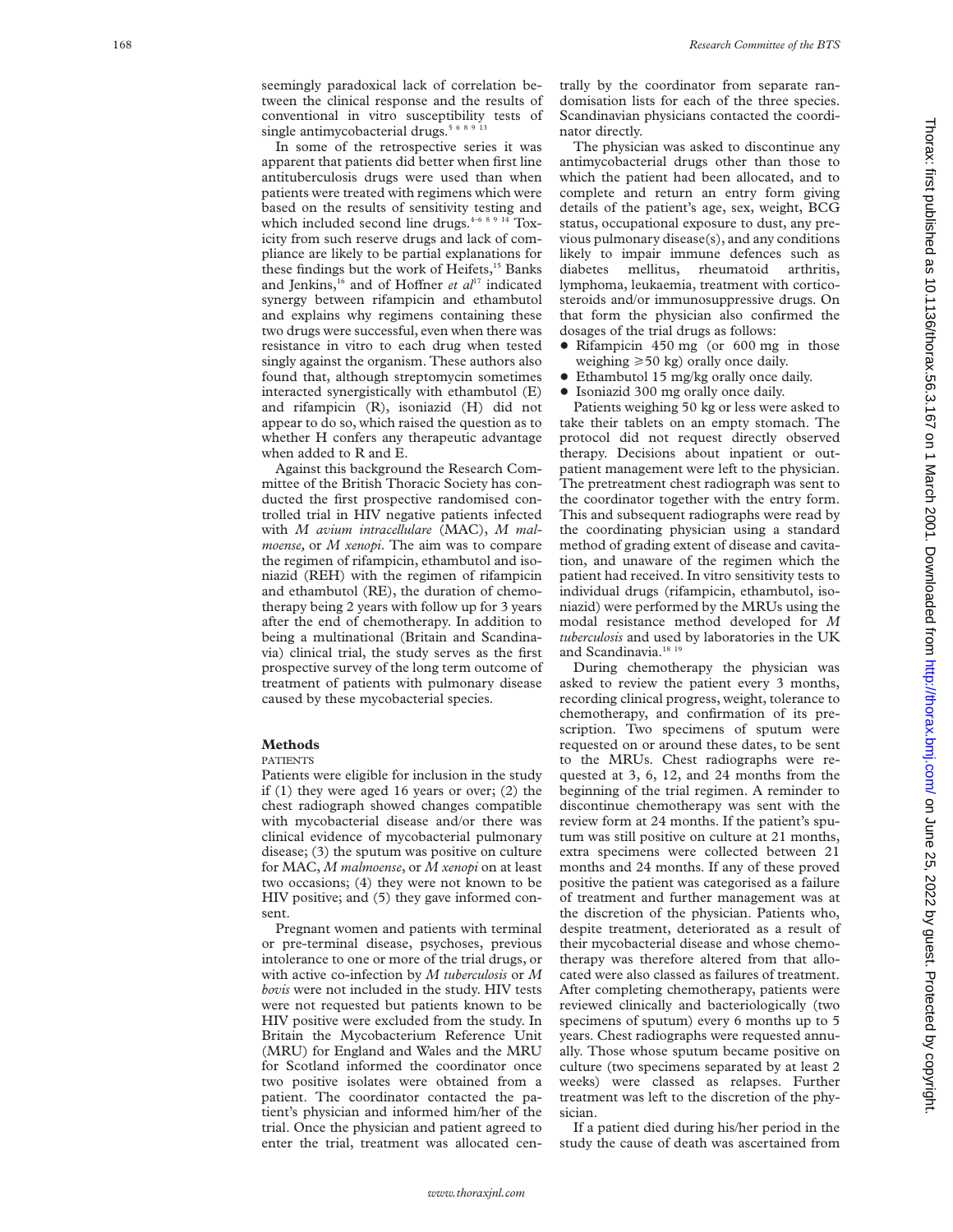seemingly paradoxical lack of correlation between the clinical response and the results of conventional in vitro susceptibility tests of single antimycobacterial drugs.[5 6 8 9 13]

In some of the retrospective series it was apparent that patients did better when first line antituberculosis drugs were used than when patients were treated with regimens which were based on the results of sensitivity testing and which included second line drugs.[4–6 8 9 14] Toxicity from such reserve drugs and lack of compliance are likely to be partial explanations for these findings but the work of Heifets,[15] Banks and Jenkins,[16] and of Hoffner *et al*[17] indicated synergy between rifampicin and ethambutol and explains why regimens containing these two drugs were successful, even when there was resistance in vitro to each drug when tested singly against the organism. These authors also found that, although streptomycin sometimes interacted synergistically with ethambutol (E) and rifampicin (R), isoniazid (H) did not appear to do so, which raised the question as to whether H confers any therapeutic advantage when added to R and E.

Against this background the Research Committee of the British Thoracic Society has conducted the first prospective randomised controlled trial in HIV negative patients infected with *M avium intracellulare* (MAC), *M malmoense*, or *M xenopi*. The aim was to compare the regimen of rifampicin, ethambutol and isoniazid (REH) with the regimen of rifampicin and ethambutol (RE), the duration of chemotherapy being 2 years with follow up for 3 years after the end of chemotherapy. In addition to being a multinational (Britain and Scandinavia) clinical trial, the study serves as the first prospective survey of the long term outcome of treatment of patients with pulmonary disease caused by these mycobacterial species.

## Methods

### PATIENTS

Patients were eligible for inclusion in the study if (1) they were aged 16 years or over; (2) the chest radiograph showed changes compatible with mycobacterial disease and/or there was clinical evidence of mycobacterial pulmonary disease; (3) the sputum was positive on culture for MAC, *M malmoense*, or *M xenopi* on at least two occasions; (4) they were not known to be HIV positive; and (5) they gave informed consent.

Pregnant women and patients with terminal or pre-terminal disease, psychoses, previous intolerance to one or more of the trial drugs, or with active co-infection by *M tuberculosis* or *M bovis* were not included in the study. HIV tests were not requested but patients known to be HIV positive were excluded from the study. In Britain the Mycobacterium Reference Unit (MRU) for England and Wales and the MRU for Scotland informed the coordinator once two positive isolates were obtained from a patient. The coordinator contacted the patient's physician and informed him/her of the trial. Once the physician and patient agreed to enter the trial, treatment was allocated centrally by the coordinator from separate randomisation lists for each of the three species. Scandinavian physicians contacted the coordinator directly.

The physician was asked to discontinue any antimycobacterial drugs other than those to which the patient had been allocated, and to complete and return an entry form giving details of the patient's age, sex, weight, BCG status, occupational exposure to dust, any previous pulmonary disease(s), and any conditions likely to impair immune defences such as diabetes mellitus, rheumatoid arthritis, lymphoma, leukaemia, treatment with corticosteroids and/or immunosuppressive drugs. On that form the physician also confirmed the dosages of the trial drugs as follows:

- Rifampicin 450 mg (or 600 mg in those weighing ⩾50 kg) orally once daily.
- Ethambutol 15 mg/kg orally once daily.
- Isoniazid 300 mg orally once daily.

Patients weighing 50 kg or less were asked to take their tablets on an empty stomach. The protocol did not request directly observed therapy. Decisions about inpatient or outpatient management were left to the physician. The pretreatment chest radiograph was sent to the coordinator together with the entry form. This and subsequent radiographs were read by the coordinating physician using a standard method of grading extent of disease and cavitation, and unaware of the regimen which the patient had received. In vitro sensitivity tests to individual drugs (rifampicin, ethambutol, isoniazid) were performed by the MRUs using the modal resistance method developed for *M tuberculosis* and used by laboratories in the UK and Scandinavia.[18 19]

During chemotherapy the physician was asked to review the patient every 3 months, recording clinical progress, weight, tolerance to chemotherapy, and confirmation of its prescription. Two specimens of sputum were requested on or around these dates, to be sent to the MRUs. Chest radiographs were requested at 3, 6, 12, and 24 months from the beginning of the trial regimen. A reminder to discontinue chemotherapy was sent with the review form at 24 months. If the patient's sputum was still positive on culture at 21 months, extra specimens were collected between 21 months and 24 months. If any of these proved positive the patient was categorised as a failure of treatment and further management was at the discretion of the physician. Patients who, despite treatment, deteriorated as a result of their mycobacterial disease and whose chemotherapy was therefore altered from that allocated were also classed as failures of treatment. After completing chemotherapy, patients were reviewed clinically and bacteriologically (two specimens of sputum) every 6 months up to 5 years. Chest radiographs were requested annually. Those whose sputum became positive on culture (two specimens separated by at least 2 weeks) were classed as relapses. Further treatment was left to the discretion of the physician.

If a patient died during his/her period in the study the cause of death was ascertained from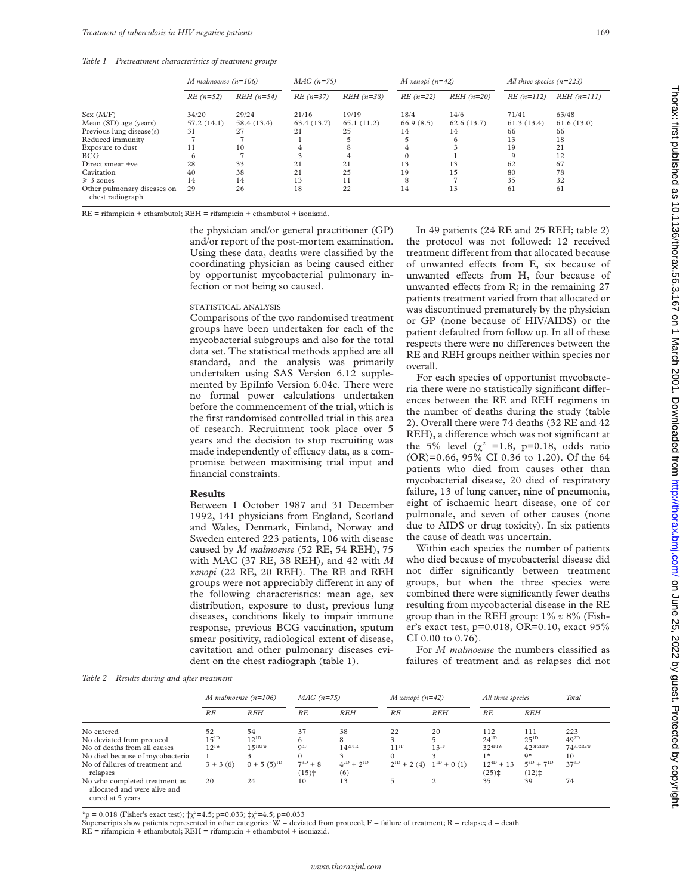*Table 1  Pretreatment characteristics of treatment groups*

| | *M malmoense (n=106)* | | *MAC (n=75)* | | *M xenopi (n=42)* | | *All three species (n=223)* | |
|---|---|---|---|---|---|---|---|---|
| | *RE (n=52)* | *REH (n=54)* | *RE (n=37)* | *REH (n=38)* | *RE (n=22)* | *REH (n=20)* | *RE (n=112)* | *REH (n=111)* |
| Sex (M/F) | 34/20 | 29/24 | 21/16 | 19/19 | 18/4 | 14/6 | 71/41 | 63/48 |
| Mean (SD) age (years) | 57.2 (14.1) | 58.4 (13.4) | 63.4 (13.7) | 65.1 (11.2) | 66.9 (8.5) | 62.6 (13.7) | 61.3 (13.4) | 61.6 (13.0) |
| Previous lung disease(s) | 31 | 27 | 21 | 25 | 14 | 14 | 66 | 66 |
| Reduced immunity | 7 | 7 | 1 | 5 | 5 | 6 | 13 | 18 |
| Exposure to dust | 11 | 10 | 4 | 8 | 4 | 3 | 19 | 21 |
| BCG | 6 | 7 | 3 | 4 | 0 | 1 | 9 | 12 |
| Direct smear +ve | 28 | 33 | 21 | 21 | 13 | 13 | 62 | 67 |
| Cavitation | 40 | 38 | 21 | 25 | 19 | 15 | 80 | 78 |
| ≥ 3 zones | 14 | 14 | 13 | 11 | 8 | 7 | 35 | 32 |
| Other pulmonary diseases on chest radiograph | 29 | 26 | 18 | 22 | 14 | 13 | 61 | 61 |

RE = rifampicin + ethambutol; REH = rifampicin + ethambutol + isoniazid.

the physician and/or general practitioner (GP) and/or report of the post-mortem examination. Using these data, deaths were classified by the coordinating physician as being caused either by opportunist mycobacterial pulmonary infection or not being so caused.

### STATISTICAL ANALYSIS

Comparisons of the two randomised treatment groups have been undertaken for each of the mycobacterial subgroups and also for the total data set. The statistical methods applied are all standard, and the analysis was primarily undertaken using SAS Version 6.12 supplemented by EpiInfo Version 6.04c. There were no formal power calculations undertaken before the commencement of the trial, which is the first randomised controlled trial in this area of research. Recruitment took place over 5 years and the decision to stop recruiting was made independently of efficacy data, as a compromise between maximising trial input and financial constraints.

## Results

Between 1 October 1987 and 31 December 1992, 141 physicians from England, Scotland and Wales, Denmark, Finland, Norway and Sweden entered 223 patients, 106 with disease caused by *M malmoense* (52 RE, 54 REH), 75 with MAC (37 RE, 38 REH), and 42 with *M xenopi* (22 RE, 20 REH). The RE and REH groups were not appreciably different in any of the following characteristics: mean age, sex distribution, exposure to dust, previous lung diseases, conditions likely to impair immune response, previous BCG vaccination, sputum smear positivity, radiological extent of disease, cavitation and other pulmonary diseases evident on the chest radiograph (table 1).

In 49 patients (24 RE and 25 REH; table 2) the protocol was not followed: 12 received treatment different from that allocated because of unwanted effects from E, six because of unwanted effects from H, four because of unwanted effects from R; in the remaining 27 patients treatment varied from that allocated or was discontinued prematurely by the physician or GP (none because of HIV/AIDS) or the patient defaulted from follow up. In all of these respects there were no differences between the RE and REH groups neither within species nor overall.

For each species of opportunist mycobacteria there were no statistically significant differences between the RE and REH regimens in the number of deaths during the study (table 2). Overall there were 74 deaths (32 RE and 42 REH), a difference which was not significant at the 5% level ($\chi^2$ =1.8, p=0.18, odds ratio (OR)=0.66, 95% CI 0.36 to 1.20). Of the 64 patients who died from causes other than mycobacterial disease, 20 died of respiratory failure, 13 of lung cancer, nine of pneumonia, eight of ischaemic heart disease, one of cor pulmonale, and seven of other causes (none due to AIDS or drug toxicity). In six patients the cause of death was uncertain.

Within each species the number of patients who died because of mycobacterial disease did not differ significantly between treatment groups, but when the three species were combined there were significantly fewer deaths resulting from mycobacterial disease in the RE group than in the REH group: 1% *v* 8% (Fisher's exact test, p=0.018, OR=0.10, exact 95% CI 0.00 to 0.76).

For *M malmoense* the numbers classified as failures of treatment and as relapses did not

*Table 2  Results during and after treatment*

| | *M malmoense (n=106)* | | *MAC (n=75)* | | *M xenopi (n=42)* | | *All three species* | | *Total* |
|---|---|---|---|---|---|---|---|---|---|
| | *RE* | *REH* | *RE* | *REH* | *RE* | *REH* | *RE* | *REH* | |
| No entered | 52 | 54 | 37 | 38 | 22 | 20 | 112 | 111 | 223 |
| No deviated from protocol | 15[1D] | 12[1D] | 6 | 8 | 3 | 5 | 24[1D] | 25[1D] | 49[2D] |
| No of deaths from all causes | 12[1W] | 15[1R1W] | 9[3F] | 14[2F1R] | 11[1F] | 13[1F] | 32[4F1W] | 42[3F2R1W] | 74[7F2R2W] |
| No died because of mycobacteria | 1 | 3 | 0 | 3 | 0 | 3 | 1* | 9* | 10 |
| No of failures of treatment and relapses | 3 + 3 (6) | 0 + 5 (5)[1D] | 7[3D] + 8 (15)† | 4[2D] + 2[1D] (6) | 2[1D] + 2 (4) | 1[1D] + 0 (1) | 12[4D] + 13 (25)‡ | 5[3D] + 7[1D] (12)‡ | 37[9D] |
| No who completed treatment as allocated and were alive and cured at 5 years | 20 | 24 | 10 | 13 | 5 | 2 | 35 | 39 | 74 |

*p = 0.018 (Fisher's exact test); †$\chi^2$=4.5; p=0.033; ‡$\chi^2$=4.5; p=0.033

Superscripts show patients represented in other categories: W = deviated from protocol; F = failure of treatment; R = relapse; d = death

RE = rifampicin + ethambutol; REH = rifampicin + ethambutol + isoniazid.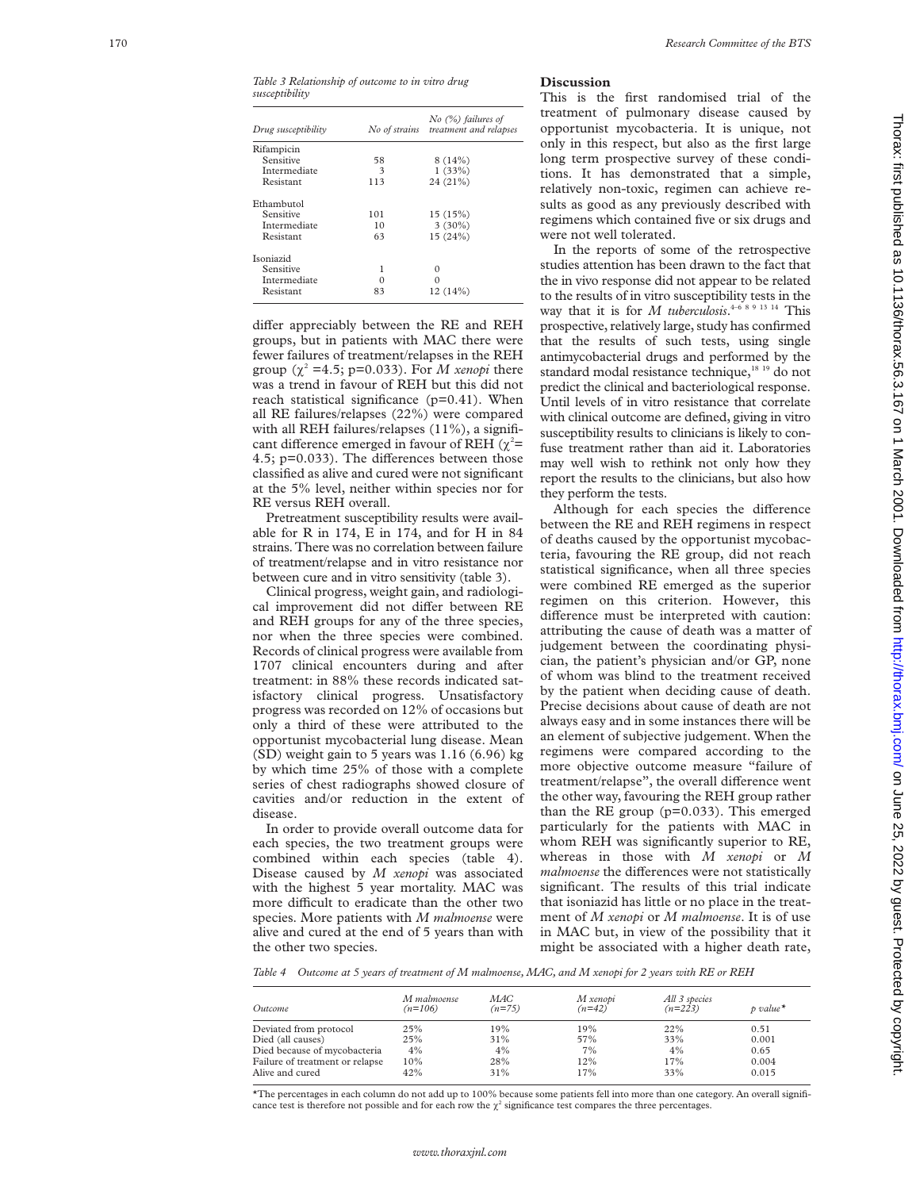*Table 3 Relationship of outcome to in vitro drug susceptibility*

| Drug susceptibility | No of strains | No (%) failures of treatment and relapses |
|---|---|---|
| Rifampicin | | |
| Sensitive | 58 | 8 (14%) |
| Intermediate | 3 | 1 (33%) |
| Resistant | 113 | 24 (21%) |
| Ethambutol | | |
| Sensitive | 101 | 15 (15%) |
| Intermediate | 10 | 3 (30%) |
| Resistant | 63 | 15 (24%) |
| Isoniazid | | |
| Sensitive | 1 | 0 |
| Intermediate | 0 | 0 |
| Resistant | 83 | 12 (14%) |

differ appreciably between the RE and REH groups, but in patients with MAC there were fewer failures of treatment/relapses in the REH group ($\chi^2$ =4.5; p=0.033). For *M xenopi* there was a trend in favour of REH but this did not reach statistical significance (p=0.41). When all RE failures/relapses (22%) were compared with all REH failures/relapses (11%), a significant difference emerged in favour of REH ($\chi^2$= 4.5; p=0.033). The differences between those classified as alive and cured were not significant at the 5% level, neither within species nor for RE versus REH overall.

Pretreatment susceptibility results were available for R in 174, E in 174, and for H in 84 strains. There was no correlation between failure of treatment/relapse and in vitro resistance nor between cure and in vitro sensitivity (table 3).

Clinical progress, weight gain, and radiological improvement did not differ between RE and REH groups for any of the three species, nor when the three species were combined. Records of clinical progress were available from 1707 clinical encounters during and after treatment: in 88% these records indicated satisfactory clinical progress. Unsatisfactory progress was recorded on 12% of occasions but only a third of these were attributed to the opportunist mycobacterial lung disease. Mean (SD) weight gain to 5 years was 1.16 (6.96) kg by which time 25% of those with a complete series of chest radiographs showed closure of cavities and/or reduction in the extent of disease.

In order to provide overall outcome data for each species, the two treatment groups were combined within each species (table 4). Disease caused by *M xenopi* was associated with the highest 5 year mortality. MAC was more difficult to eradicate than the other two species. More patients with *M malmoense* were alive and cured at the end of 5 years than with the other two species.

## Discussion

This is the first randomised trial of the treatment of pulmonary disease caused by opportunist mycobacteria. It is unique, not only in this respect, but also as the first large long term prospective survey of these conditions. It has demonstrated that a simple, relatively non-toxic, regimen can achieve results as good as any previously described with regimens which contained five or six drugs and were not well tolerated.

In the reports of some of the retrospective studies attention has been drawn to the fact that the in vivo response did not appear to be related to the results of in vitro susceptibility tests in the way that it is for *M tuberculosis*.[4–6 8 9 13 14] This prospective, relatively large, study has confirmed that the results of such tests, using single antimycobacterial drugs and performed by the standard modal resistance technique,[18 19] do not predict the clinical and bacteriological response. Until levels of in vitro resistance that correlate with clinical outcome are defined, giving in vitro susceptibility results to clinicians is likely to confuse treatment rather than aid it. Laboratories may well wish to rethink not only how they report the results to the clinicians, but also how they perform the tests.

Although for each species the difference between the RE and REH regimens in respect of deaths caused by the opportunist mycobacteria, favouring the RE group, did not reach statistical significance, when all three species were combined RE emerged as the superior regimen on this criterion. However, this difference must be interpreted with caution: attributing the cause of death was a matter of judgement between the coordinating physician, the patient's physician and/or GP, none of whom was blind to the treatment received by the patient when deciding cause of death. Precise decisions about cause of death are not always easy and in some instances there will be an element of subjective judgement. When the regimens were compared according to the more objective outcome measure "failure of treatment/relapse", the overall difference went the other way, favouring the REH group rather than the RE group (p=0.033). This emerged particularly for the patients with MAC in whom REH was significantly superior to RE, whereas in those with *M xenopi* or *M malmoense* the differences were not statistically significant. The results of this trial indicate that isoniazid has little or no place in the treatment of *M xenopi* or *M malmoense*. It is of use in MAC but, in view of the possibility that it might be associated with a higher death rate,

*Table 4 Outcome at 5 years of treatment of M malmoense, MAC, and M xenopi for 2 years with RE or REH*

| Outcome | M malmoense (n=106) | MAC (n=75) | M xenopi (n=42) | All 3 species (n=223) | p value* |
|---|---|---|---|---|---|
| Deviated from protocol | 25% | 19% | 19% | 22% | 0.51 |
| Died (all causes) | 25% | 31% | 57% | 33% | 0.001 |
| Died because of mycobacteria | 4% | 4% | 7% | 4% | 0.65 |
| Failure of treatment or relapse | 10% | 28% | 12% | 17% | 0.004 |
| Alive and cured | 42% | 31% | 17% | 33% | 0.015 |

*The percentages in each column do not add up to 100% because some patients fell into more than one category. An overall significance test is therefore not possible and for each row the $\chi^2$ significance test compares the three percentages.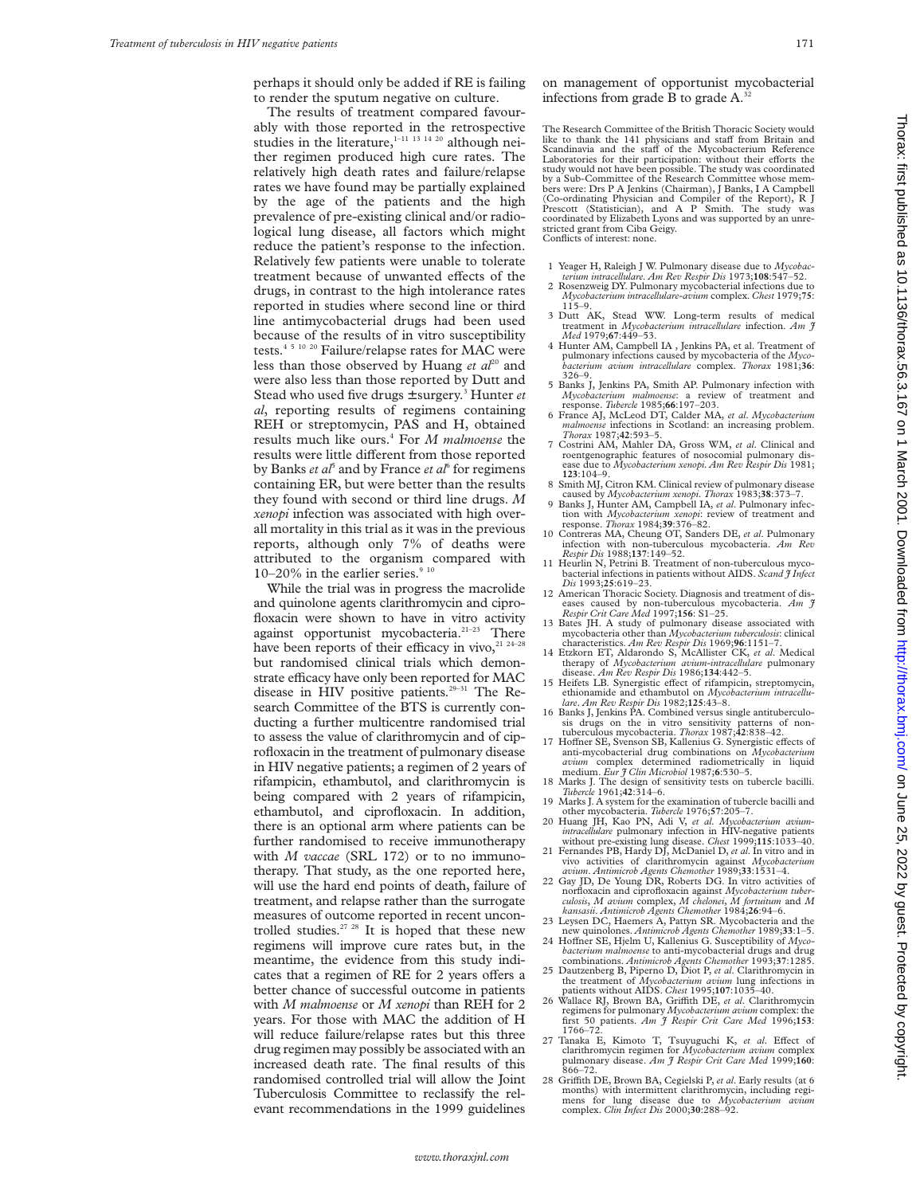perhaps it should only be added if RE is failing to render the sputum negative on culture.

The results of treatment compared favourably with those reported in the retrospective studies in the literature,[1–11 13 14 20] although neither regimen produced high cure rates. The relatively high death rates and failure/relapse rates we have found may be partially explained by the age of the patients and the high prevalence of pre-existing clinical and/or radiological lung disease, all factors which might reduce the patient's response to the infection. Relatively few patients were unable to tolerate treatment because of unwanted effects of the drugs, in contrast to the high intolerance rates reported in studies where second line or third line antimycobacterial drugs had been used because of the results of in vitro susceptibility tests.[4 5 10 20] Failure/relapse rates for MAC were less than those observed by Huang *et al*[20] and were also less than those reported by Dutt and Stead who used five drugs ±surgery.[3] Hunter *et al*, reporting results of regimens containing REH or streptomycin, PAS and H, obtained results much like ours.[4] For *M malmoense* the results were little different from those reported by Banks *et al*[5] and by France *et al*[6] for regimens containing ER, but were better than the results they found with second or third line drugs. *M xenopi* infection was associated with high overall mortality in this trial as it was in the previous reports, although only 7% of deaths were attributed to the organism compared with 10–20% in the earlier series.[9 10]

While the trial was in progress the macrolide and quinolone agents clarithromycin and ciprofloxacin were shown to have in vitro activity against opportunist mycobacteria.[21–23] There have been reports of their efficacy in vivo,[21 24–28] but randomised clinical trials which demonstrate efficacy have only been reported for MAC disease in HIV positive patients.[29–31] The Research Committee of the BTS is currently conducting a further multicentre randomised trial to assess the value of clarithromycin and of ciprofloxacin in the treatment of pulmonary disease in HIV negative patients; a regimen of 2 years of rifampicin, ethambutol, and clarithromycin is being compared with 2 years of rifampicin, ethambutol, and ciprofloxacin. In addition, there is an optional arm where patients can be further randomised to receive immunotherapy with *M vaccae* (SRL 172) or to no immunotherapy. That study, as the one reported here, will use the hard end points of death, failure of treatment, and relapse rather than the surrogate measures of outcome reported in recent uncontrolled studies.[27 28] It is hoped that these new regimens will improve cure rates but, in the meantime, the evidence from this study indicates that a regimen of RE for 2 years offers a better chance of successful outcome in patients with *M malmoense* or *M xenopi* than REH for 2 years. For those with MAC the addition of H will reduce failure/relapse rates but this three drug regimen may possibly be associated with an increased death rate. The final results of this randomised controlled trial will allow the Joint Tuberculosis Committee to reclassify the relevant recommendations in the 1999 guidelines on management of opportunist mycobacterial infections from grade B to grade A.[32]

The Research Committee of the British Thoracic Society would like to thank the 141 physicians and staff from Britain and Scandinavia and the staff of the Mycobacterium Reference Laboratories for their participation: without their efforts the study would not have been possible. The study was coordinated by a Sub-Committee of the Research Committee whose members were: Drs P A Jenkins (Chairman), J Banks, I A Campbell (Co-ordinating Physician and Compiler of the Report), R J Prescott (Statistician), and A P Smith. The study was coordinated by Elizabeth Lyons and was supported by an unrestricted grant from Ciba Geigy.
Conflicts of interest: none.

1 Yeager H, Raleigh J W. Pulmonary disease due to *Mycobacterium intracellulare*. *Am Rev Respir Dis* 1973;**108**:547–52.
2 Rosenzweig DY. Pulmonary mycobacterial infections due to *Mycobacterium intracellulare-avium* complex. *Chest* 1979;**75**: 115–9.
3 Dutt AK, Stead WW. Long-term results of medical treatment in *Mycobacterium intracellulare* infection. *Am J Med* 1979;**67**:449–53.
4 Hunter AM, Campbell IA , Jenkins PA, et al. Treatment of pulmonary infections caused by mycobacteria of the *Mycobacterium avium intracellulare* complex. *Thorax* 1981;**36**: 326–9.
5 Banks J, Jenkins PA, Smith AP. Pulmonary infection with *Mycobacterium malmoense*: a review of treatment and response. *Tubercle* 1985;**66**:197–203.
6 France AJ, McLeod DT, Calder MA, *et al*. *Mycobacterium malmoense* infections in Scotland: an increasing problem. *Thorax* 1987;**42**:593–5.
7 Costrini AM, Mahler DA, Gross WM, *et al*. Clinical and roentgenographic features of nosocomial pulmonary disease due to *Mycobacterium xenopi*. *Am Rev Respir Dis* 1981; **123**:104–9.
8 Smith MJ, Citron KM. Clinical review of pulmonary disease caused by *Mycobacterium xenopi*. *Thorax* 1983;**38**:373–7.
9 Banks J, Hunter AM, Campbell IA, *et al*. Pulmonary infection with *Mycobacterium xenopi*: review of treatment and response. *Thorax* 1984;**39**:376–82.
10 Contreras MA, Cheung OT, Sanders DE, *et al*. Pulmonary infection with non-tuberculous mycobacteria. *Am Rev Respir Dis* 1988;**137**:149–52.
11 Heurlin N, Petrini B. Treatment of non-tuberculous mycobacterial infections in patients without AIDS. *Scand J Infect Dis* 1993;**25**:619–23.
12 American Thoracic Society. Diagnosis and treatment of diseases caused by non-tuberculous mycobacteria. *Am J Respir Crit Care Med* 1997;**156**: S1–25.
13 Bates JH. A study of pulmonary disease associated with mycobacteria other than *Mycobacterium tuberculosis*: clinical characteristics. *Am Rev Respir Dis* 1969;**96**:1151–7.
14 Etzkorn ET, Aldarondo S, McAllister CK, *et al*. Medical therapy of *Mycobacterium avium-intracellulare* pulmonary disease. *Am Rev Respir Dis* 1986;**134**:442–5.
15 Heifets LB. Synergistic effect of rifampicin, streptomycin, ethionamide and ethambutol on *Mycobacterium intracellulare*. *Am Rev Respir Dis* 1982;**125**:43–8.
16 Banks J, Jenkins PA. Combined versus single antituberculosis drugs on the in vitro sensitivity patterns of non-tuberculous mycobacteria. *Thorax* 1987;**42**:838–42.
17 Hoffner SE, Svenson SB, Kallenius G. Synergistic effects of anti-mycobacterial drug combinations on *Mycobacterium avium* complex determined radiometrically in liquid medium. *Eur J Clin Microbiol* 1987;**6**:530–5.
18 Marks J. The design of sensitivity tests on tubercle bacilli. *Tubercle* 1961;**42**:314–6.
19 Marks J. A system for the examination of tubercle bacilli and other mycobacteria. *Tubercle* 1976;**57**:205–7.
20 Huang JH, Kao PN, Adi V, *et al*. *Mycobacterium avium-intracellulare* pulmonary infection in HIV-negative patients without pre-existing lung disease. *Chest* 1999;**115**:1033–40.
21 Fernandes PB, Hardy DJ, McDaniel D, *et al*. In vitro and in vivo activities of clarithromycin against *Mycobacterium avium*. *Antimicrob Agents Chemother* 1989;**33**:1531–4.
22 Gay JD, De Young DR, Roberts DG. In vitro activities of norfloxacin and ciprofloxacin against *Mycobacterium tuberculosis*, *M avium* complex, *M chelonei*, *M fortuitum* and *M kansasii*. *Antimicrob Agents Chemother* 1984;**26**:94–6.
23 Leysen DC, Haemers A, Pattyn SR. Mycobacteria and the new quinolones. *Antimicrob Agents Chemother* 1989;**33**:1–5.
24 Hoffner SE, Hjelm U, Kallenius G. Susceptibility of *Mycobacterium malmoense* to anti-mycobacterial drugs and drug combinations. *Antimicrob Agents Chemother* 1993;**37**:1285.
25 Dautzenberg B, Piperno D, Diot P, *et al*. Clarithromycin in the treatment of *Mycobacterium avium* lung infections in patients without AIDS. *Chest* 1995;**107**:1035–40.
26 Wallace RJ, Brown BA, Griffith DE, *et al*. Clarithromycin regimens for pulmonary *Mycobacterium avium* complex: the first 50 patients. *Am J Respir Crit Care Med* 1996;**153**: 1766–72.
27 Tanaka E, Kimoto T, Tsuyuguchi K, *et al*. Effect of clarithromycin regimen for *Mycobacterium avium* complex pulmonary disease. *Am J Respir Crit Care Med* 1999;**160**: 866–72.
28 Griffith DE, Brown BA, Cegielski P, *et al*. Early results (at 6 months) with intermittent clarithromycin, including regimens for lung disease due to *Mycobacterium avium* complex. *Clin Infect Dis* 2000;**30**:288–92.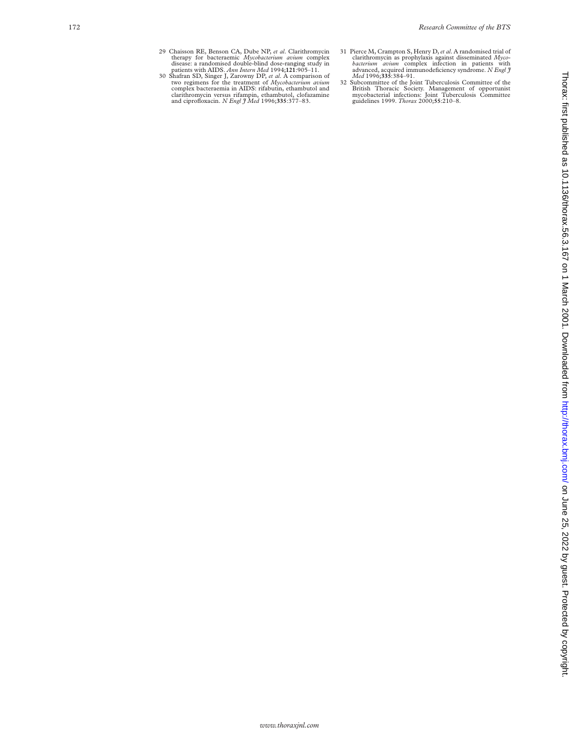29 Chaisson RE, Benson CA, Dube NP, *et al*. Clarithromycin therapy for bacteraemic *Mycobacterium avium* complex disease: a randomised double-blind dose-ranging study in patients with AIDS. *Ann Intern Med* 1994;**121**:905–11.

30 Shafran SD, Singer J, Zarowny DP, *et al*. A comparison of two regimens for the treatment of *Mycobacterium avium* complex bacteraemia in AIDS: rifabutin, ethambutol and clarithromycin versus rifampin, ethambutol, clofazamine and ciprofloxacin. *N Engl J Med* 1996;**335**:377–83.

31 Pierce M, Crampton S, Henry D, *et al*. A randomised trial of clarithromycin as prophylaxis against disseminated *Mycobacterium avium* complex infection in patients with advanced, acquired immunodeficiency syndrome. *N Engl J Med* 1996;**335**:384–91.

32 Subcommittee of the Joint Tuberculosis Committee of the British Thoracic Society. Management of opportunist mycobacterial infections: Joint Tuberculosis Committee guidelines 1999. *Thorax* 2000;**55**:210–8.